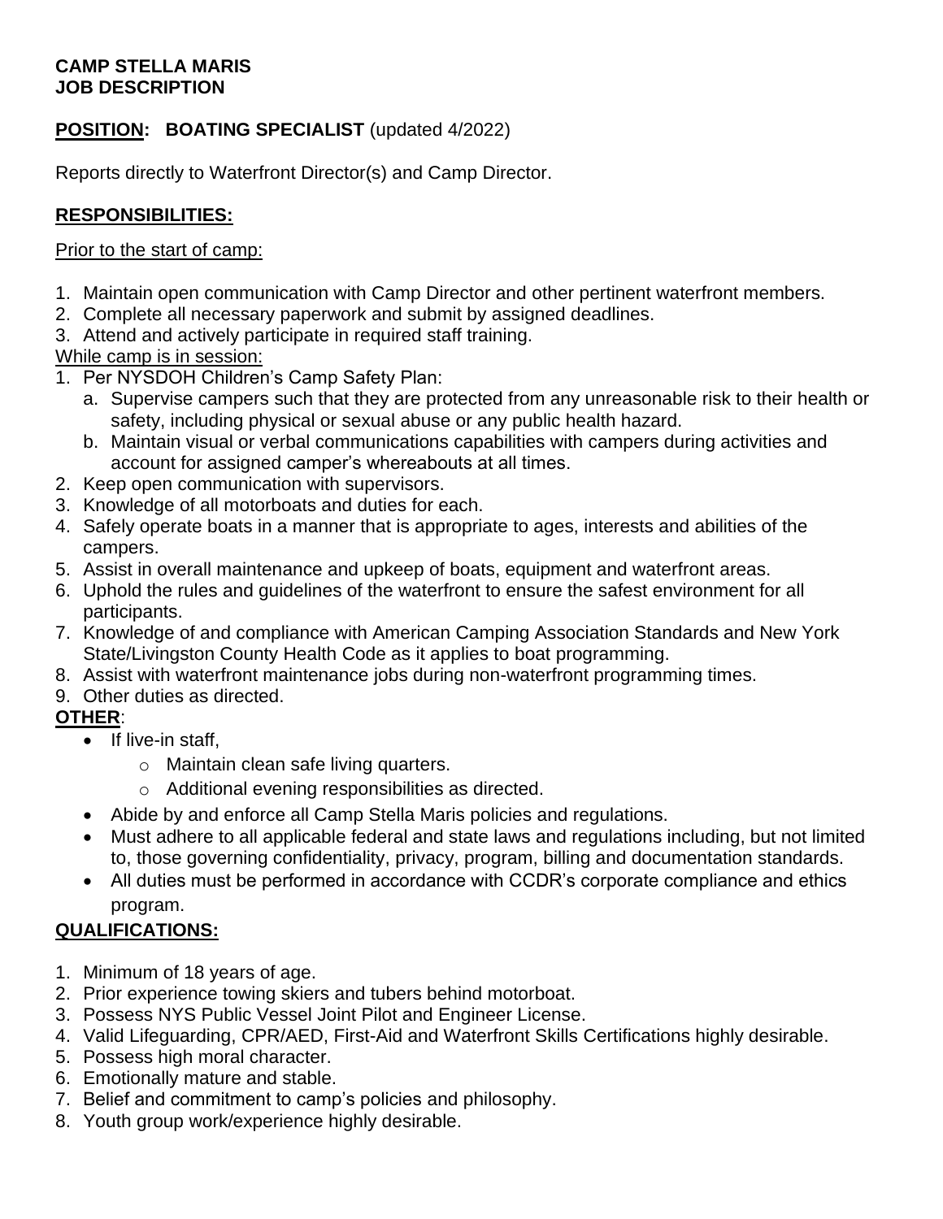**CAMP STELLA MARIS**
**JOB DESCRIPTION**

**POSITION: BOATING SPECIALIST** (updated 4/2022)

Reports directly to Waterfront Director(s) and Camp Director.

**RESPONSIBILITIES:**

Prior to the start of camp:

1. Maintain open communication with Camp Director and other pertinent waterfront members.
2. Complete all necessary paperwork and submit by assigned deadlines.
3. Attend and actively participate in required staff training.

While camp is in session:

1. Per NYSDOH Children's Camp Safety Plan:
   a. Supervise campers such that they are protected from any unreasonable risk to their health or safety, including physical or sexual abuse or any public health hazard.
   b. Maintain visual or verbal communications capabilities with campers during activities and account for assigned camper's whereabouts at all times.
2. Keep open communication with supervisors.
3. Knowledge of all motorboats and duties for each.
4. Safely operate boats in a manner that is appropriate to ages, interests and abilities of the campers.
5. Assist in overall maintenance and upkeep of boats, equipment and waterfront areas.
6. Uphold the rules and guidelines of the waterfront to ensure the safest environment for all participants.
7. Knowledge of and compliance with American Camping Association Standards and New York State/Livingston County Health Code as it applies to boat programming.
8. Assist with waterfront maintenance jobs during non-waterfront programming times.
9. Other duties as directed.

**OTHER**:

- If live-in staff,
  - Maintain clean safe living quarters.
  - Additional evening responsibilities as directed.
- Abide by and enforce all Camp Stella Maris policies and regulations.
- Must adhere to all applicable federal and state laws and regulations including, but not limited to, those governing confidentiality, privacy, program, billing and documentation standards.
- All duties must be performed in accordance with CCDR's corporate compliance and ethics program.

**QUALIFICATIONS:**

1. Minimum of 18 years of age.
2. Prior experience towing skiers and tubers behind motorboat.
3. Possess NYS Public Vessel Joint Pilot and Engineer License.
4. Valid Lifeguarding, CPR/AED, First-Aid and Waterfront Skills Certifications highly desirable.
5. Possess high moral character.
6. Emotionally mature and stable.
7. Belief and commitment to camp's policies and philosophy.
8. Youth group work/experience highly desirable.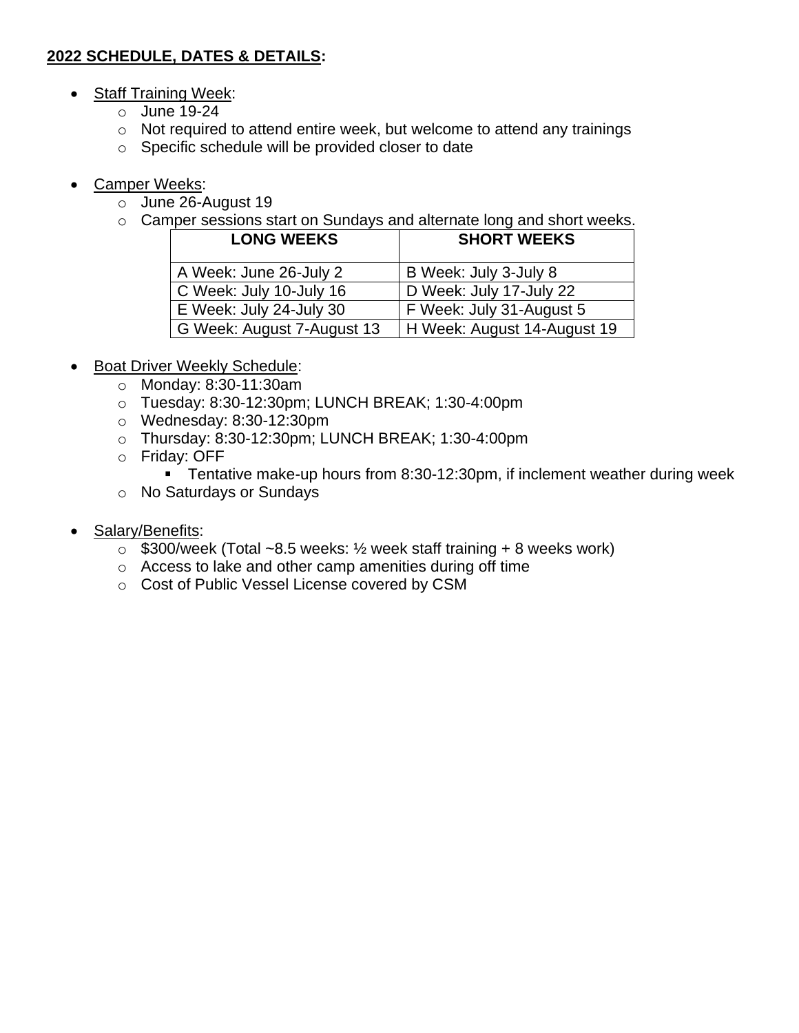**2022 SCHEDULE, DATES & DETAILS:**

- Staff Training Week:
  - June 19-24
  - Not required to attend entire week, but welcome to attend any trainings
  - Specific schedule will be provided closer to date

- Camper Weeks:
  - June 26-August 19
  - Camper sessions start on Sundays and alternate long and short weeks.

| LONG WEEKS | SHORT WEEKS |
|---|---|
| A Week: June 26-July 2 | B Week: July 3-July 8 |
| C Week: July 10-July 16 | D Week: July 17-July 22 |
| E Week: July 24-July 30 | F Week: July 31-August 5 |
| G Week: August 7-August 13 | H Week: August 14-August 19 |

- Boat Driver Weekly Schedule:
  - Monday: 8:30-11:30am
  - Tuesday: 8:30-12:30pm; LUNCH BREAK; 1:30-4:00pm
  - Wednesday: 8:30-12:30pm
  - Thursday: 8:30-12:30pm; LUNCH BREAK; 1:30-4:00pm
  - Friday: OFF
    - Tentative make-up hours from 8:30-12:30pm, if inclement weather during week
  - No Saturdays or Sundays

- Salary/Benefits:
  - $300/week (Total ~8.5 weeks: ½ week staff training + 8 weeks work)
  - Access to lake and other camp amenities during off time
  - Cost of Public Vessel License covered by CSM